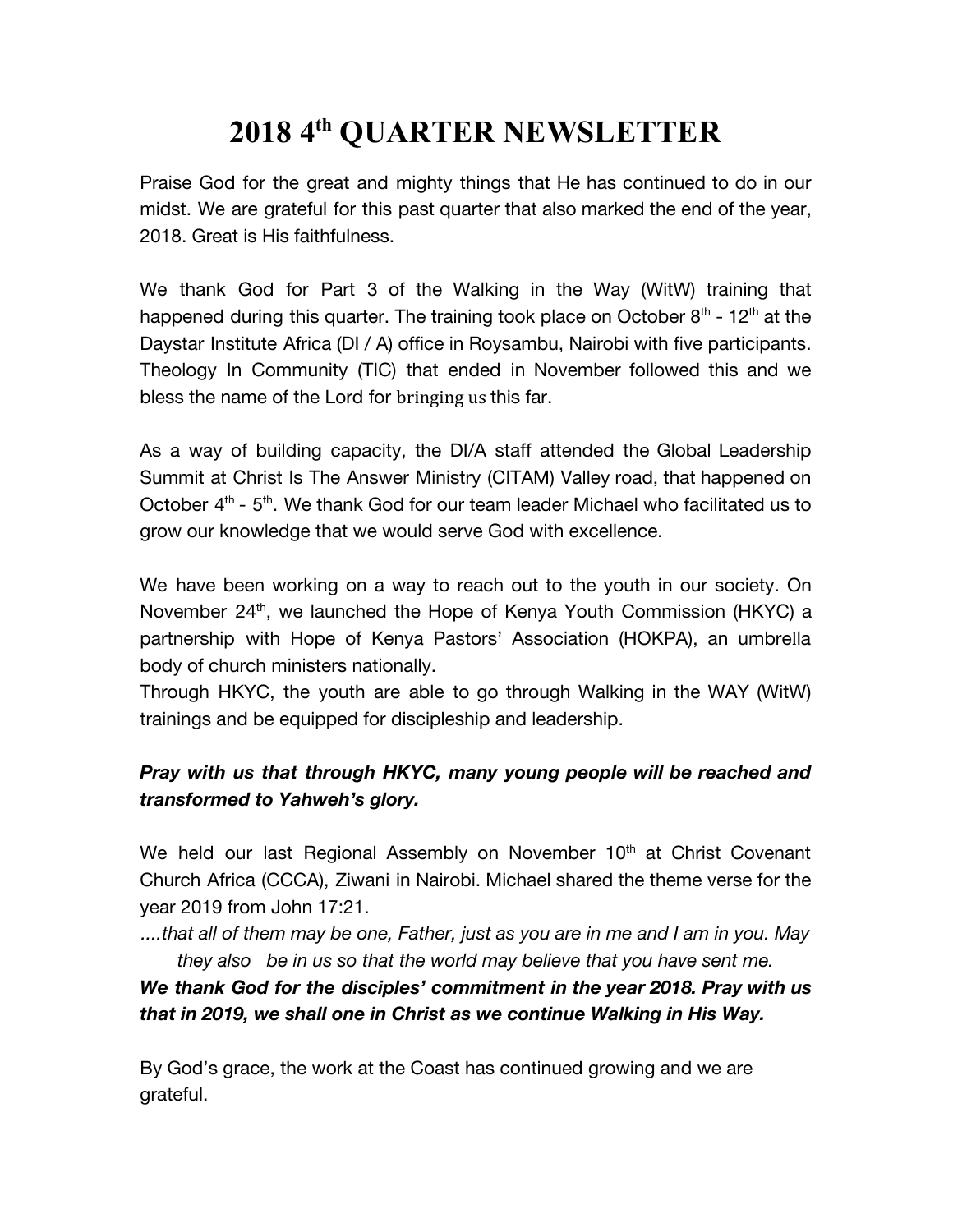# 2018 4th QUARTER NEWSLETTER

Praise God for the great and mighty things that He has continued to do in our midst. We are grateful for this past quarter that also marked the end of the year, 2018. Great is His faithfulness.

We thank God for Part 3 of the Walking in the Way (WitW) training that happened during this quarter. The training took place on October 8th - 12th at the Daystar Institute Africa (DI / A) office in Roysambu, Nairobi with five participants. Theology In Community (TIC) that ended in November followed this and we bless the name of the Lord for bringing us this far.

As a way of building capacity, the DI/A staff attended the Global Leadership Summit at Christ Is The Answer Ministry (CITAM) Valley road, that happened on October 4th - 5th. We thank God for our team leader Michael who facilitated us to grow our knowledge that we would serve God with excellence.

We have been working on a way to reach out to the youth in our society. On November 24th, we launched the Hope of Kenya Youth Commission (HKYC) a partnership with Hope of Kenya Pastors' Association (HOKPA), an umbrella body of church ministers nationally.
Through HKYC, the youth are able to go through Walking in the WAY (WitW) trainings and be equipped for discipleship and leadership.

***Pray with us that through HKYC, many young people will be reached and transformed to Yahweh's glory.***

We held our last Regional Assembly on November 10th at Christ Covenant Church Africa (CCCA), Ziwani in Nairobi. Michael shared the theme verse for the year 2019 from John 17:21.

*....that all of them may be one, Father, just as you are in me and I am in you. May they also be in us so that the world may believe that you have sent me.*

***We thank God for the disciples' commitment in the year 2018. Pray with us that in 2019, we shall one in Christ as we continue Walking in His Way.***

By God's grace, the work at the Coast has continued growing and we are grateful.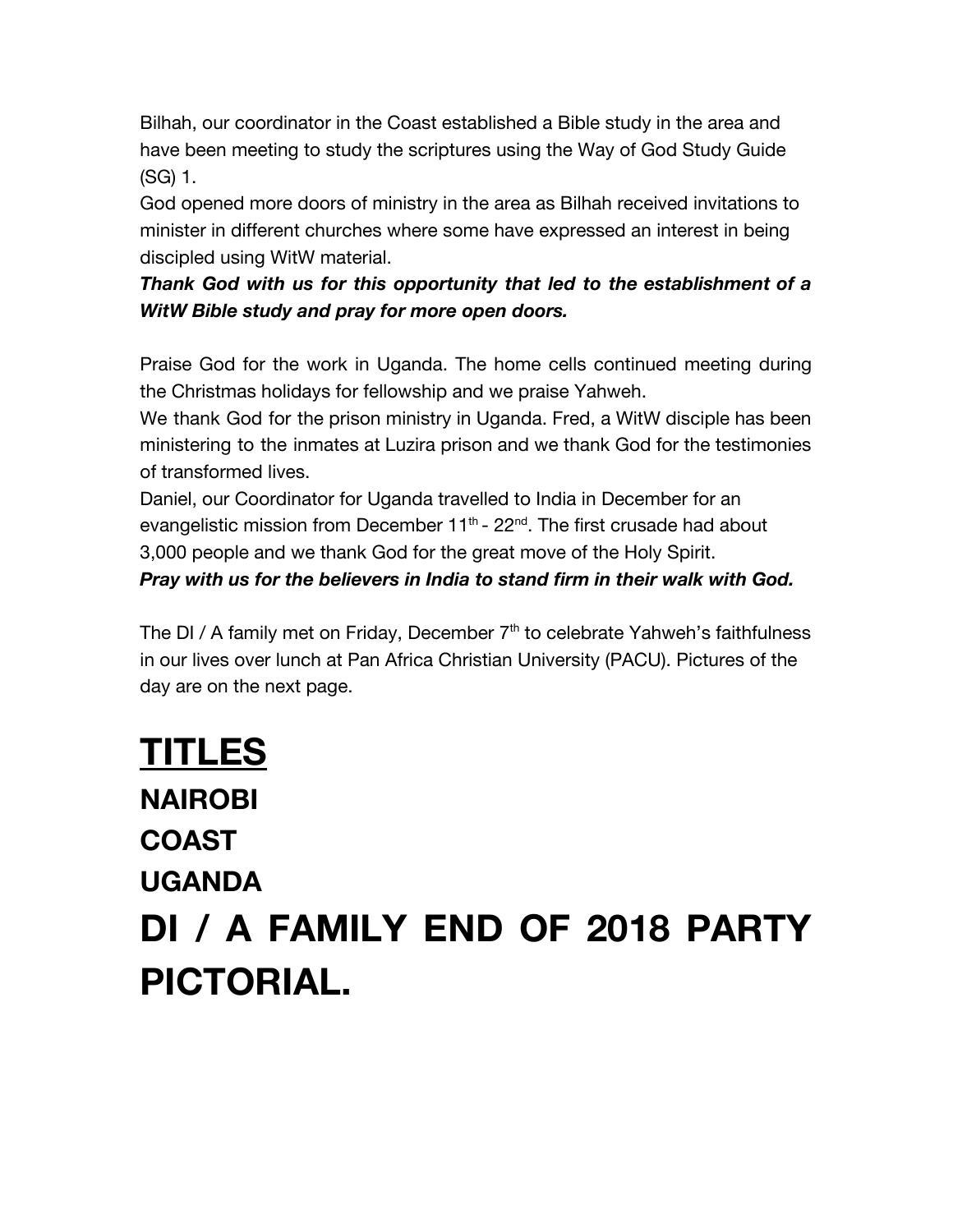Bilhah, our coordinator in the Coast established a Bible study in the area and have been meeting to study the scriptures using the Way of God Study Guide (SG) 1.

God opened more doors of ministry in the area as Bilhah received invitations to minister in different churches where some have expressed an interest in being discipled using WitW material.

***Thank God with us for this opportunity that led to the establishment of a WitW Bible study and pray for more open doors.***

Praise God for the work in Uganda. The home cells continued meeting during the Christmas holidays for fellowship and we praise Yahweh.

We thank God for the prison ministry in Uganda. Fred, a WitW disciple has been ministering to the inmates at Luzira prison and we thank God for the testimonies of transformed lives.

Daniel, our Coordinator for Uganda travelled to India in December for an evangelistic mission from December 11th - 22nd. The first crusade had about 3,000 people and we thank God for the great move of the Holy Spirit.

***Pray with us for the believers in India to stand firm in their walk with God.***

The DI / A family met on Friday, December 7th to celebrate Yahweh's faithfulness in our lives over lunch at Pan Africa Christian University (PACU). Pictures of the day are on the next page.

# TITLES

## NAIROBI

## COAST

## UGANDA

# DI / A FAMILY END OF 2018 PARTY PICTORIAL.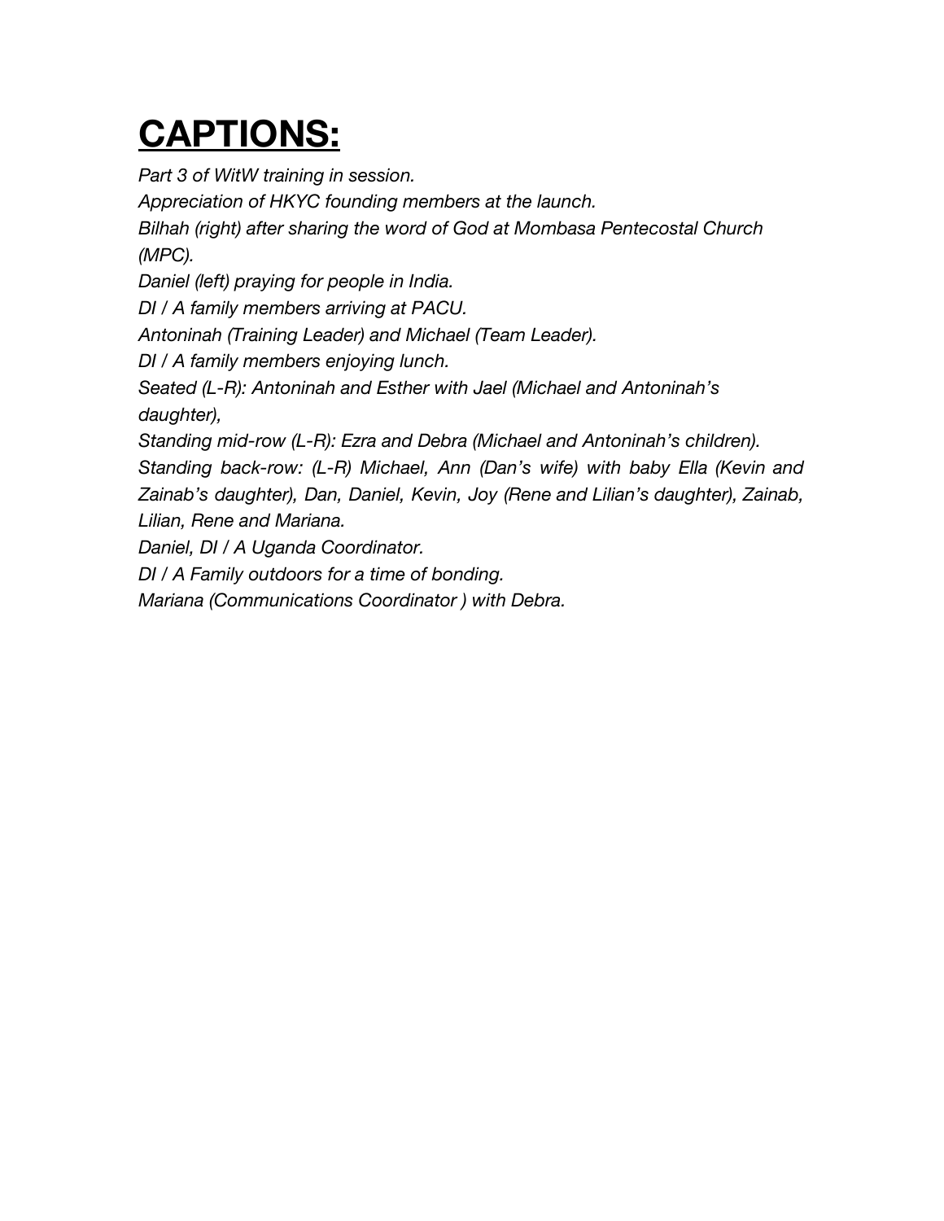# CAPTIONS:

*Part 3 of WitW training in session.*

*Appreciation of HKYC founding members at the launch.*

*Bilhah (right) after sharing the word of God at Mombasa Pentecostal Church (MPC).*

*Daniel (left) praying for people in India.*

*DI / A family members arriving at PACU.*

*Antoninah (Training Leader) and Michael (Team Leader).*

*DI / A family members enjoying lunch.*

*Seated (L-R): Antoninah and Esther with Jael (Michael and Antoninah's daughter),*

*Standing mid-row (L-R): Ezra and Debra (Michael and Antoninah's children).*

*Standing back-row: (L-R) Michael, Ann (Dan's wife) with baby Ella (Kevin and Zainab's daughter), Dan, Daniel, Kevin, Joy (Rene and Lilian's daughter), Zainab, Lilian, Rene and Mariana.*

*Daniel, DI / A Uganda Coordinator.*

*DI / A Family outdoors for a time of bonding.*

*Mariana (Communications Coordinator ) with Debra.*